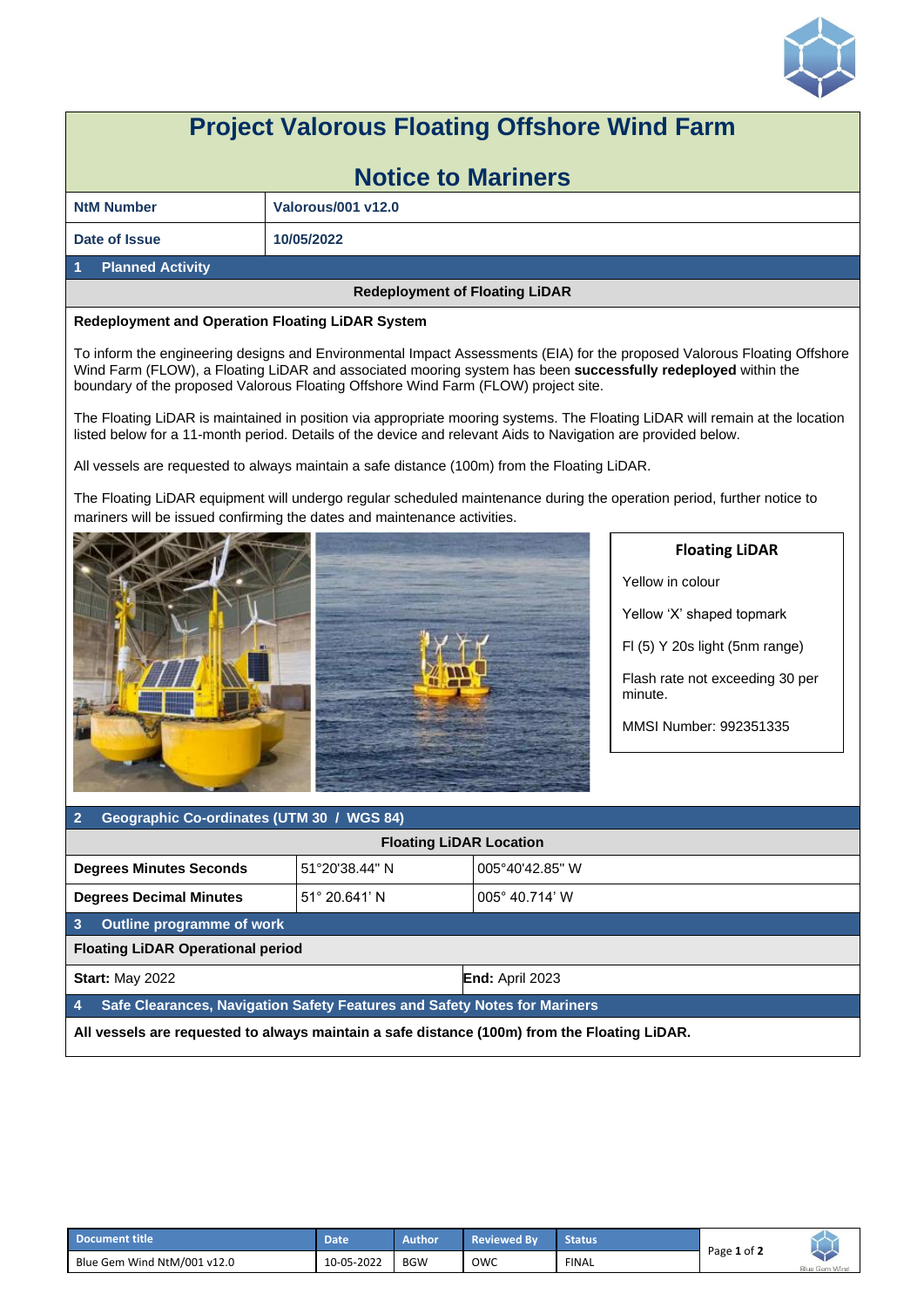# Project Valorous Floating Offshore Wind Farm

# Notice to Mariners

| NtM Number | Valorous/001 v12.0 |
|---|---|
| Date of Issue | 10/05/2022 |

## 1 Planned Activity

**Redeployment of Floating LiDAR**

**Redeployment and Operation Floating LiDAR System**

To inform the engineering designs and Environmental Impact Assessments (EIA) for the proposed Valorous Floating Offshore Wind Farm (FLOW), a Floating LiDAR and associated mooring system has been **successfully redeployed** within the boundary of the proposed Valorous Floating Offshore Wind Farm (FLOW) project site.

The Floating LiDAR is maintained in position via appropriate mooring systems. The Floating LiDAR will remain at the location listed below for a 11-month period. Details of the device and relevant Aids to Navigation are provided below.

All vessels are requested to always maintain a safe distance (100m) from the Floating LiDAR.

The Floating LiDAR equipment will undergo regular scheduled maintenance during the operation period, further notice to mariners will be issued confirming the dates and maintenance activities.

**Floating LiDAR**

Yellow in colour

Yellow 'X' shaped topmark

Fl (5) Y 20s light (5nm range)

Flash rate not exceeding 30 per minute.

MMSI Number: 992351335

## 2 Geographic Co-ordinates (UTM 30 / WGS 84)

| Floating LiDAR Location | | |
|---|---|---|
| **Degrees Minutes Seconds** | 51°20'38.44" N | 005°40'42.85" W |
| **Degrees Decimal Minutes** | 51° 20.641' N | 005° 40.714' W |

## 3 Outline programme of work

**Floating LiDAR Operational period**

| **Start:** May 2022 | **End:** April 2023 |
|---|---|

## 4 Safe Clearances, Navigation Safety Features and Safety Notes for Mariners

**All vessels are requested to always maintain a safe distance (100m) from the Floating LiDAR.**

| Document title | Date | Author | Reviewed By | Status |
|---|---|---|---|---|
| Blue Gem Wind NtM/001 v12.0 | 10-05-2022 | BGW | OWC | FINAL |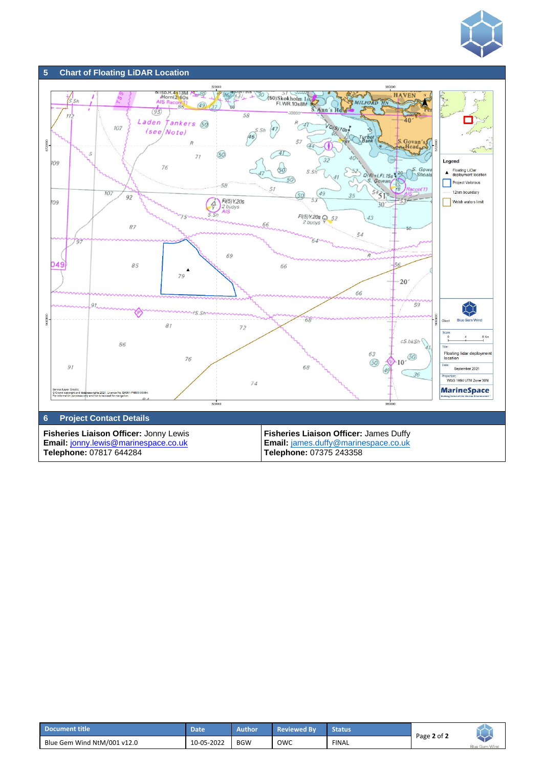## 5 Chart of Floating LiDAR Location

Legend
Floating LiDar deployment location
Project Valorous
12nm boundary
Welsh waters limit

Client: Blue Gem Wind
Scale: 0 4 8 Km
Title: Floating lidar deployment location
Date: September 2021
Projection: WGS 1984 UTM Zone 30N
MarineSpace

## 6 Project Contact Details

| | |
|---|---|
| **Fisheries Liaison Officer:** Jonny Lewis<br>**Email:** jonny.lewis@marinespace.co.uk<br>**Telephone:** 07817 644284 | **Fisheries Liaison Officer:** James Duffy<br>**Email:** james.duffy@marinespace.co.uk<br>**Telephone:** 07375 243358 |

| Document title | Date | Author | Reviewed By | Status |
|---|---|---|---|---|
| Blue Gem Wind NtM/001 v12.0 | 10-05-2022 | BGW | OWC | FINAL |